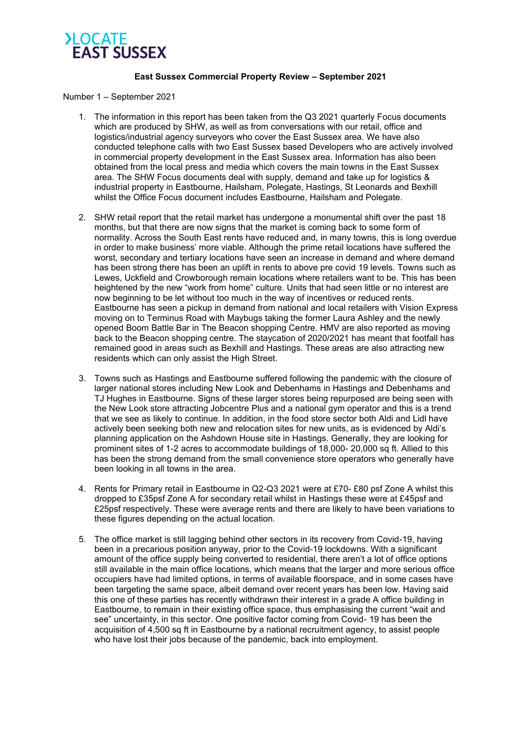**LOCATE EAST SUSSEX**

# East Sussex Commercial Property Review – September 2021

Number 1 – September 2021

1. The information in this report has been taken from the Q3 2021 quarterly Focus documents which are produced by SHW, as well as from conversations with our retail, office and logistics/industrial agency surveyors who cover the East Sussex area. We have also conducted telephone calls with two East Sussex based Developers who are actively involved in commercial property development in the East Sussex area. Information has also been obtained from the local press and media which covers the main towns in the East Sussex area. The SHW Focus documents deal with supply, demand and take up for logistics & industrial property in Eastbourne, Hailsham, Polegate, Hastings, St Leonards and Bexhill whilst the Office Focus document includes Eastbourne, Hailsham and Polegate.

2. SHW retail report that the retail market has undergone a monumental shift over the past 18 months, but that there are now signs that the market is coming back to some form of normality. Across the South East rents have reduced and, in many towns, this is long overdue in order to make business' more viable. Although the prime retail locations have suffered the worst, secondary and tertiary locations have seen an increase in demand and where demand has been strong there has been an uplift in rents to above pre covid 19 levels. Towns such as Lewes, Uckfield and Crowborough remain locations where retailers want to be. This has been heightened by the new "work from home" culture. Units that had seen little or no interest are now beginning to be let without too much in the way of incentives or reduced rents. Eastbourne has seen a pickup in demand from national and local retailers with Vision Express moving on to Terminus Road with Maybugs taking the former Laura Ashley and the newly opened Boom Battle Bar in The Beacon shopping Centre. HMV are also reported as moving back to the Beacon shopping centre. The staycation of 2020/2021 has meant that footfall has remained good in areas such as Bexhill and Hastings. These areas are also attracting new residents which can only assist the High Street.

3. Towns such as Hastings and Eastbourne suffered following the pandemic with the closure of larger national stores including New Look and Debenhams in Hastings and Debenhams and TJ Hughes in Eastbourne. Signs of these larger stores being repurposed are being seen with the New Look store attracting Jobcentre Plus and a national gym operator and this is a trend that we see as likely to continue. In addition, in the food store sector both Aldi and Lidl have actively been seeking both new and relocation sites for new units, as is evidenced by Aldi's planning application on the Ashdown House site in Hastings. Generally, they are looking for prominent sites of 1-2 acres to accommodate buildings of 18,000- 20,000 sq ft. Allied to this has been the strong demand from the small convenience store operators who generally have been looking in all towns in the area.

4. Rents for Primary retail in Eastbourne in Q2-Q3 2021 were at £70- £80 psf Zone A whilst this dropped to £35psf Zone A for secondary retail whilst in Hastings these were at £45psf and £25psf respectively. These were average rents and there are likely to have been variations to these figures depending on the actual location.

5. The office market is still lagging behind other sectors in its recovery from Covid-19, having been in a precarious position anyway, prior to the Covid-19 lockdowns. With a significant amount of the office supply being converted to residential, there aren't a lot of office options still available in the main office locations, which means that the larger and more serious office occupiers have had limited options, in terms of available floorspace, and in some cases have been targeting the same space, albeit demand over recent years has been low. Having said this one of these parties has recently withdrawn their interest in a grade A office building in Eastbourne, to remain in their existing office space, thus emphasising the current "wait and see" uncertainty, in this sector. One positive factor coming from Covid- 19 has been the acquisition of 4,500 sq ft in Eastbourne by a national recruitment agency, to assist people who have lost their jobs because of the pandemic, back into employment.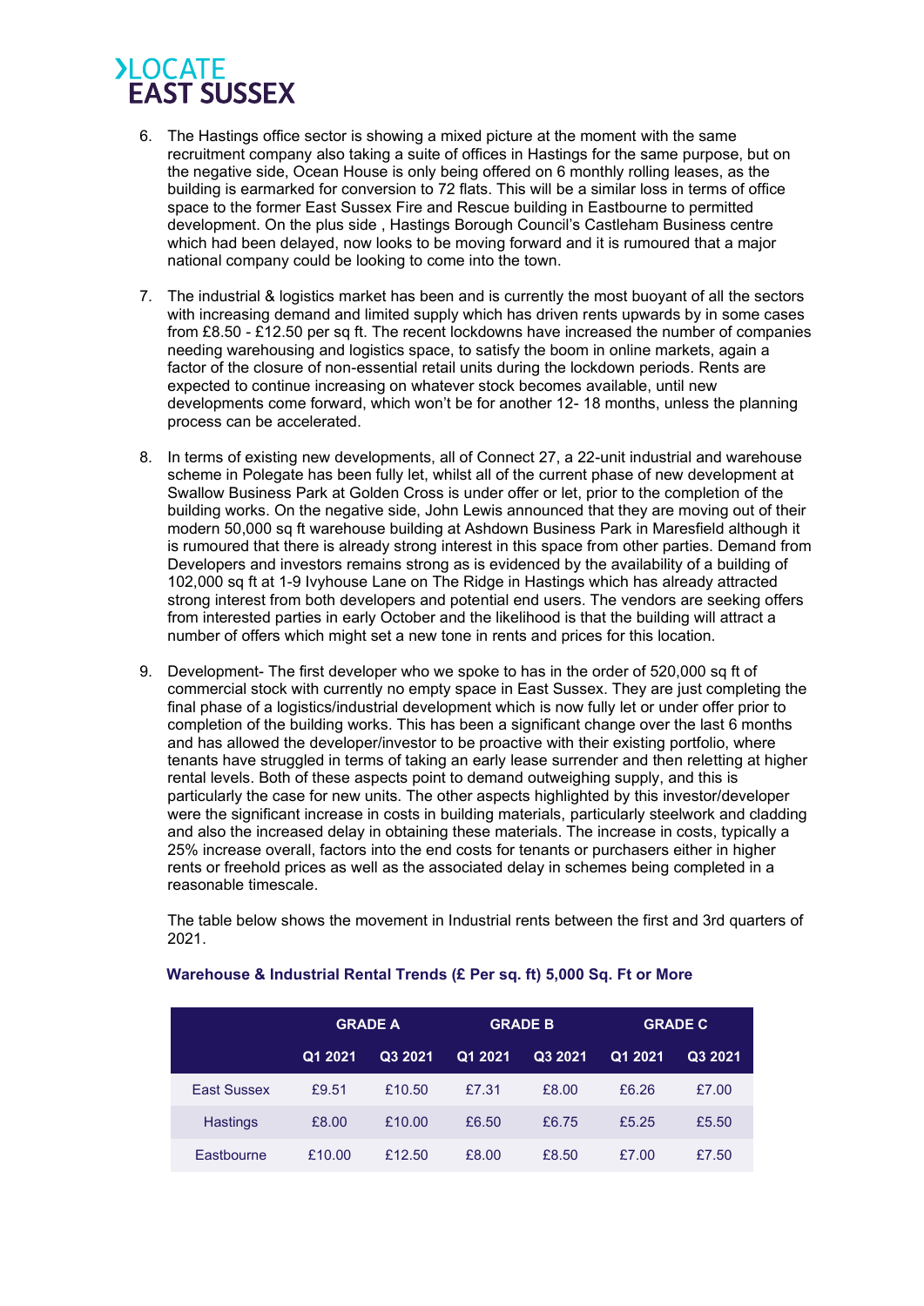6. The Hastings office sector is showing a mixed picture at the moment with the same recruitment company also taking a suite of offices in Hastings for the same purpose, but on the negative side, Ocean House is only being offered on 6 monthly rolling leases, as the building is earmarked for conversion to 72 flats. This will be a similar loss in terms of office space to the former East Sussex Fire and Rescue building in Eastbourne to permitted development. On the plus side , Hastings Borough Council's Castleham Business centre which had been delayed, now looks to be moving forward and it is rumoured that a major national company could be looking to come into the town.

7. The industrial & logistics market has been and is currently the most buoyant of all the sectors with increasing demand and limited supply which has driven rents upwards by in some cases from £8.50 - £12.50 per sq ft. The recent lockdowns have increased the number of companies needing warehousing and logistics space, to satisfy the boom in online markets, again a factor of the closure of non-essential retail units during the lockdown periods. Rents are expected to continue increasing on whatever stock becomes available, until new developments come forward, which won't be for another 12- 18 months, unless the planning process can be accelerated.

8. In terms of existing new developments, all of Connect 27, a 22-unit industrial and warehouse scheme in Polegate has been fully let, whilst all of the current phase of new development at Swallow Business Park at Golden Cross is under offer or let, prior to the completion of the building works. On the negative side, John Lewis announced that they are moving out of their modern 50,000 sq ft warehouse building at Ashdown Business Park in Maresfield although it is rumoured that there is already strong interest in this space from other parties. Demand from Developers and investors remains strong as is evidenced by the availability of a building of 102,000 sq ft at 1-9 Ivyhouse Lane on The Ridge in Hastings which has already attracted strong interest from both developers and potential end users. The vendors are seeking offers from interested parties in early October and the likelihood is that the building will attract a number of offers which might set a new tone in rents and prices for this location.

9. Development- The first developer who we spoke to has in the order of 520,000 sq ft of commercial stock with currently no empty space in East Sussex. They are just completing the final phase of a logistics/industrial development which is now fully let or under offer prior to completion of the building works. This has been a significant change over the last 6 months and has allowed the developer/investor to be proactive with their existing portfolio, where tenants have struggled in terms of taking an early lease surrender and then reletting at higher rental levels. Both of these aspects point to demand outweighing supply, and this is particularly the case for new units. The other aspects highlighted by this investor/developer were the significant increase in costs in building materials, particularly steelwork and cladding and also the increased delay in obtaining these materials. The increase in costs, typically a 25% increase overall, factors into the end costs for tenants or purchasers either in higher rents or freehold prices as well as the associated delay in schemes being completed in a reasonable timescale.

   The table below shows the movement in Industrial rents between the first and 3rd quarters of 2021.

**Warehouse & Industrial Rental Trends (£ Per sq. ft) 5,000 Sq. Ft or More**

| | GRADE A | | GRADE B | | GRADE C | |
|---|---|---|---|---|---|---|
| | Q1 2021 | Q3 2021 | Q1 2021 | Q3 2021 | Q1 2021 | Q3 2021 |
| East Sussex | £9.51 | £10.50 | £7.31 | £8.00 | £6.26 | £7.00 |
| Hastings | £8.00 | £10.00 | £6.50 | £6.75 | £5.25 | £5.50 |
| Eastbourne | £10.00 | £12.50 | £8.00 | £8.50 | £7.00 | £7.50 |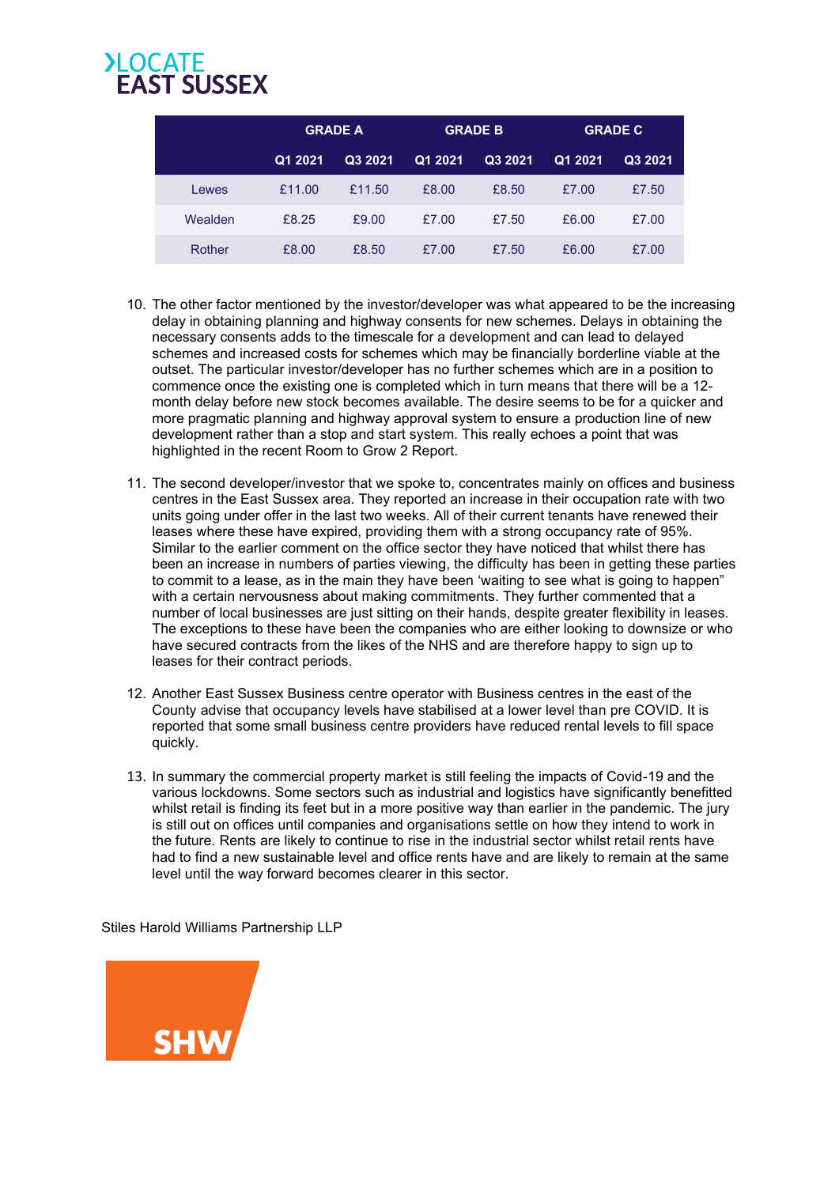| | GRADE A | | GRADE B | | GRADE C | |
|---|---|---|---|---|---|---|
| | Q1 2021 | Q3 2021 | Q1 2021 | Q3 2021 | Q1 2021 | Q3 2021 |
| Lewes | £11.00 | £11.50 | £8.00 | £8.50 | £7.00 | £7.50 |
| Wealden | £8.25 | £9.00 | £7.00 | £7.50 | £6.00 | £7.00 |
| Rother | £8.00 | £8.50 | £7.00 | £7.50 | £6.00 | £7.00 |

10. The other factor mentioned by the investor/developer was what appeared to be the increasing delay in obtaining planning and highway consents for new schemes. Delays in obtaining the necessary consents adds to the timescale for a development and can lead to delayed schemes and increased costs for schemes which may be financially borderline viable at the outset. The particular investor/developer has no further schemes which are in a position to commence once the existing one is completed which in turn means that there will be a 12-month delay before new stock becomes available. The desire seems to be for a quicker and more pragmatic planning and highway approval system to ensure a production line of new development rather than a stop and start system. This really echoes a point that was highlighted in the recent Room to Grow 2 Report.

11. The second developer/investor that we spoke to, concentrates mainly on offices and business centres in the East Sussex area. They reported an increase in their occupation rate with two units going under offer in the last two weeks. All of their current tenants have renewed their leases where these have expired, providing them with a strong occupancy rate of 95%. Similar to the earlier comment on the office sector they have noticed that whilst there has been an increase in numbers of parties viewing, the difficulty has been in getting these parties to commit to a lease, as in the main they have been 'waiting to see what is going to happen" with a certain nervousness about making commitments. They further commented that a number of local businesses are just sitting on their hands, despite greater flexibility in leases. The exceptions to these have been the companies who are either looking to downsize or who have secured contracts from the likes of the NHS and are therefore happy to sign up to leases for their contract periods.

12. Another East Sussex Business centre operator with Business centres in the east of the County advise that occupancy levels have stabilised at a lower level than pre COVID. It is reported that some small business centre providers have reduced rental levels to fill space quickly.

13. In summary the commercial property market is still feeling the impacts of Covid-19 and the various lockdowns. Some sectors such as industrial and logistics have significantly benefitted whilst retail is finding its feet but in a more positive way than earlier in the pandemic. The jury is still out on offices until companies and organisations settle on how they intend to work in the future. Rents are likely to continue to rise in the industrial sector whilst retail rents have had to find a new sustainable level and office rents have and are likely to remain at the same level until the way forward becomes clearer in this sector.

Stiles Harold Williams Partnership LLP